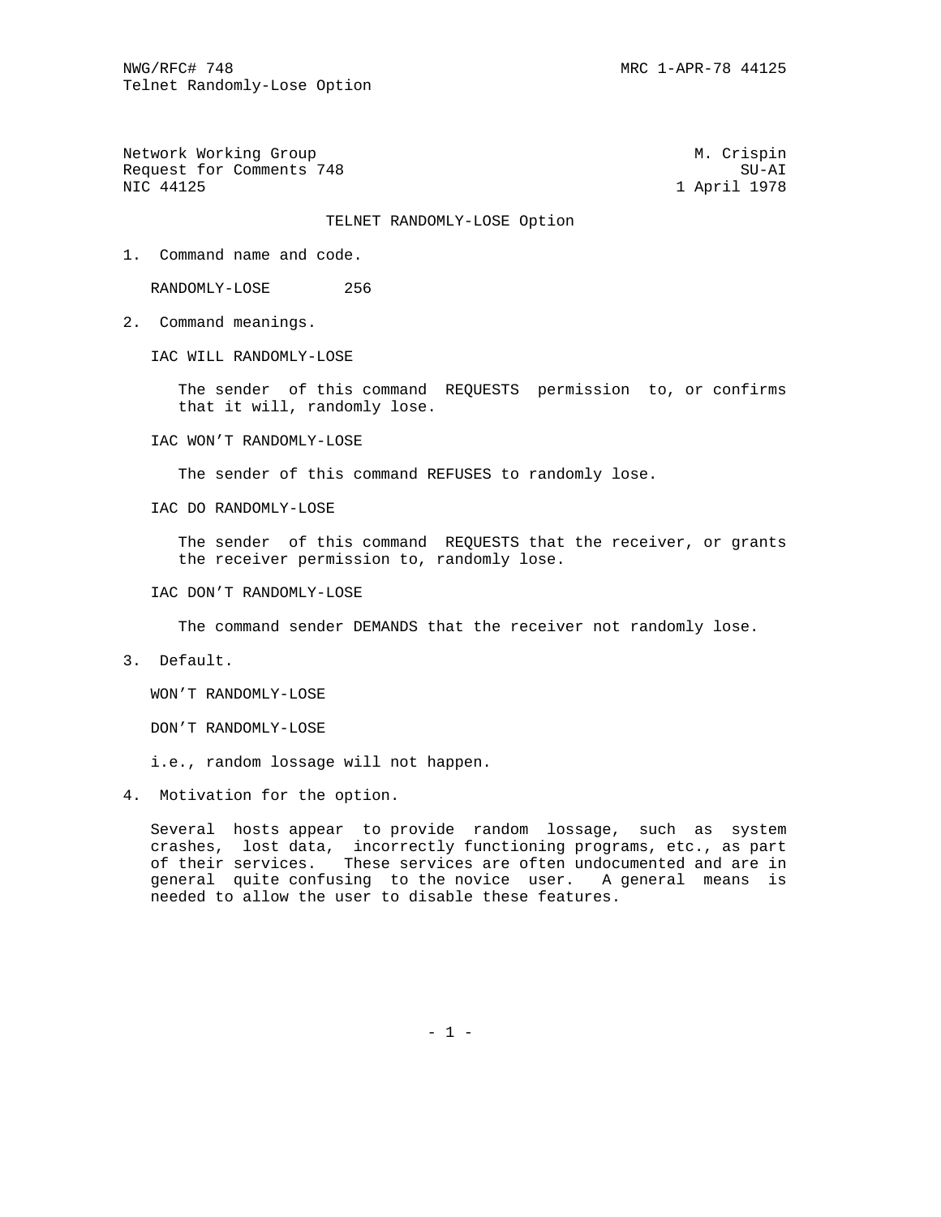Network Working Group M. Crispin
Request for Comments 748 SU-AI
NIC 44125 1 April 1978

# TELNET RANDOMLY-LOSE Option

## 1. Command name and code.

RANDOMLY-LOSE 256

## 2. Command meanings.

IAC WILL RANDOMLY-LOSE

The sender of this command REQUESTS permission to, or confirms that it will, randomly lose.

IAC WON'T RANDOMLY-LOSE

The sender of this command REFUSES to randomly lose.

IAC DO RANDOMLY-LOSE

The sender of this command REQUESTS that the receiver, or grants the receiver permission to, randomly lose.

IAC DON'T RANDOMLY-LOSE

The command sender DEMANDS that the receiver not randomly lose.

## 3. Default.

WON'T RANDOMLY-LOSE

DON'T RANDOMLY-LOSE

i.e., random lossage will not happen.

## 4. Motivation for the option.

Several hosts appear to provide random lossage, such as system crashes, lost data, incorrectly functioning programs, etc., as part of their services. These services are often undocumented and are in general quite confusing to the novice user. A general means is needed to allow the user to disable these features.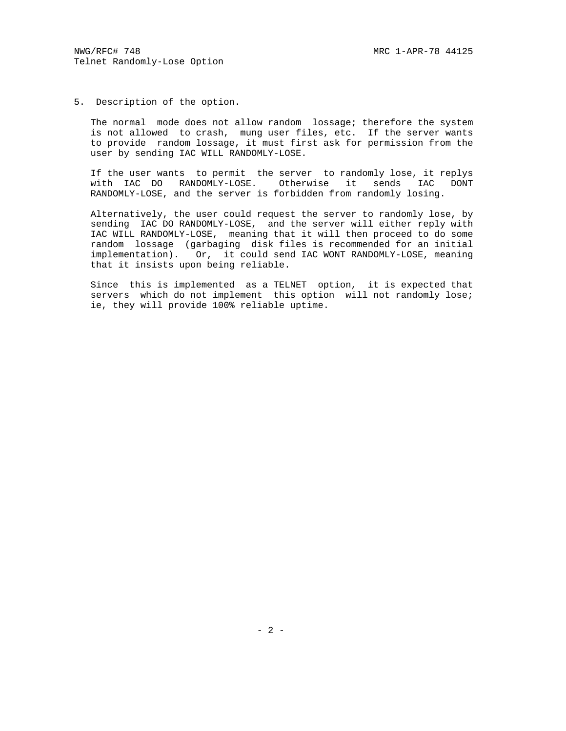## 5. Description of the option.

The normal mode does not allow random lossage; therefore the system is not allowed to crash, mung user files, etc. If the server wants to provide random lossage, it must first ask for permission from the user by sending IAC WILL RANDOMLY-LOSE.

If the user wants to permit the server to randomly lose, it replys with IAC DO RANDOMLY-LOSE. Otherwise it sends IAC DONT RANDOMLY-LOSE, and the server is forbidden from randomly losing.

Alternatively, the user could request the server to randomly lose, by sending IAC DO RANDOMLY-LOSE, and the server will either reply with IAC WILL RANDOMLY-LOSE, meaning that it will then proceed to do some random lossage (garbaging disk files is recommended for an initial implementation). Or, it could send IAC WONT RANDOMLY-LOSE, meaning that it insists upon being reliable.

Since this is implemented as a TELNET option, it is expected that servers which do not implement this option will not randomly lose; ie, they will provide 100% reliable uptime.